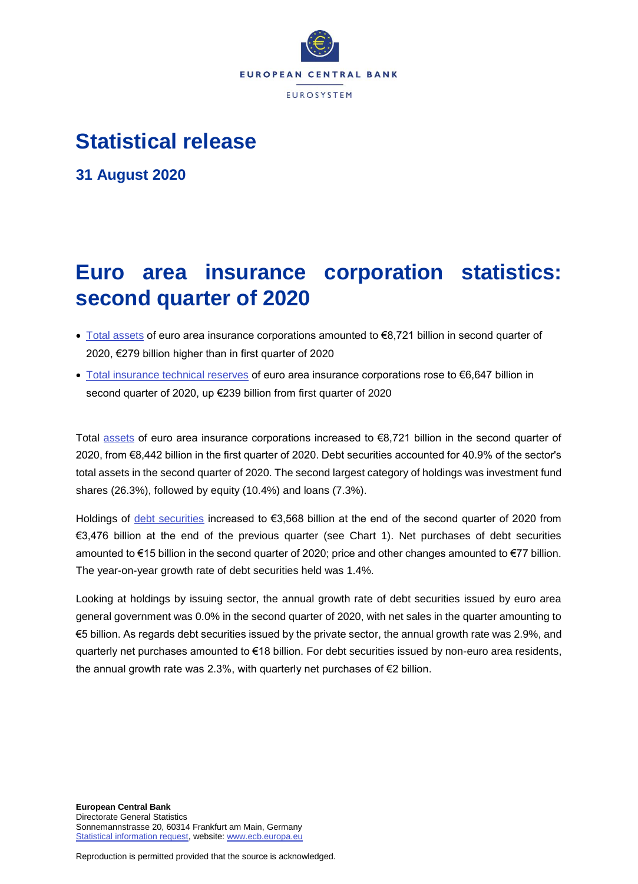EUROPEAN CENTRAL BANK

EUROSYSTEM

# Statistical release

**31 August 2020**

# Euro area insurance corporation statistics: second quarter of 2020

- Total assets of euro area insurance corporations amounted to €8,721 billion in second quarter of 2020, €279 billion higher than in first quarter of 2020
- Total insurance technical reserves of euro area insurance corporations rose to €6,647 billion in second quarter of 2020, up €239 billion from first quarter of 2020

Total assets of euro area insurance corporations increased to €8,721 billion in the second quarter of 2020, from €8,442 billion in the first quarter of 2020. Debt securities accounted for 40.9% of the sector's total assets in the second quarter of 2020. The second largest category of holdings was investment fund shares (26.3%), followed by equity (10.4%) and loans (7.3%).

Holdings of debt securities increased to €3,568 billion at the end of the second quarter of 2020 from €3,476 billion at the end of the previous quarter (see Chart 1). Net purchases of debt securities amounted to €15 billion in the second quarter of 2020; price and other changes amounted to €77 billion. The year-on-year growth rate of debt securities held was 1.4%.

Looking at holdings by issuing sector, the annual growth rate of debt securities issued by euro area general government was 0.0% in the second quarter of 2020, with net sales in the quarter amounting to €5 billion. As regards debt securities issued by the private sector, the annual growth rate was 2.9%, and quarterly net purchases amounted to €18 billion. For debt securities issued by non-euro area residents, the annual growth rate was 2.3%, with quarterly net purchases of €2 billion.

**European Central Bank**
Directorate General Statistics
Sonnemannstrasse 20, 60314 Frankfurt am Main, Germany
Statistical information request, website: www.ecb.europa.eu

Reproduction is permitted provided that the source is acknowledged.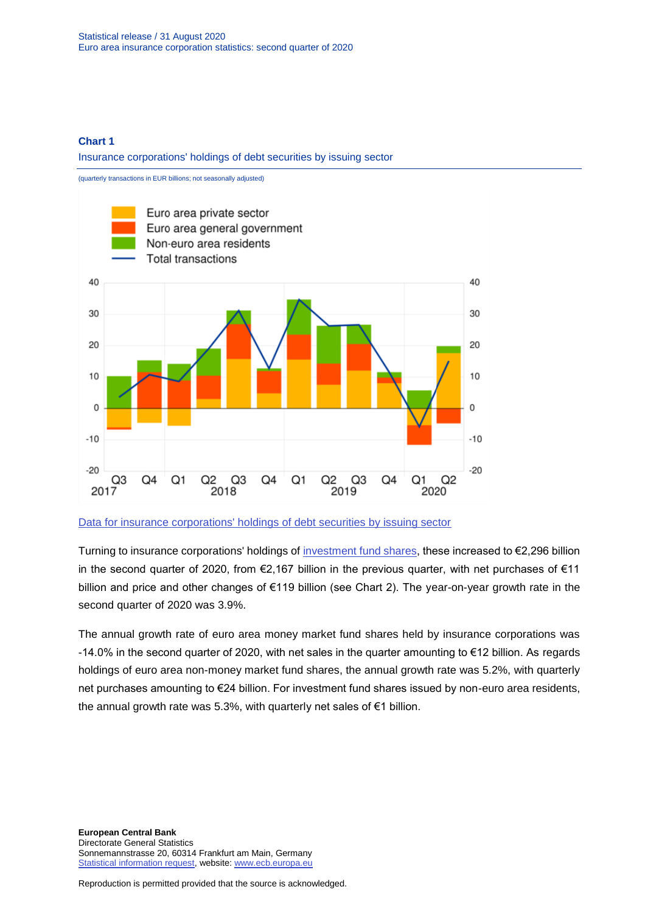**Chart 1**

Insurance corporations' holdings of debt securities by issuing sector

(quarterly transactions in EUR billions; not seasonally adjusted)

[Data for insurance corporations' holdings of debt securities by issuing sector]

Turning to insurance corporations' holdings of investment fund shares, these increased to €2,296 billion in the second quarter of 2020, from €2,167 billion in the previous quarter, with net purchases of €11 billion and price and other changes of €119 billion (see Chart 2). The year-on-year growth rate in the second quarter of 2020 was 3.9%.

The annual growth rate of euro area money market fund shares held by insurance corporations was -14.0% in the second quarter of 2020, with net sales in the quarter amounting to €12 billion. As regards holdings of euro area non-money market fund shares, the annual growth rate was 5.2%, with quarterly net purchases amounting to €24 billion. For investment fund shares issued by non-euro area residents, the annual growth rate was 5.3%, with quarterly net sales of €1 billion.

**European Central Bank**
Directorate General Statistics
Sonnemannstrasse 20, 60314 Frankfurt am Main, Germany
Statistical information request, website: www.ecb.europa.eu

Reproduction is permitted provided that the source is acknowledged.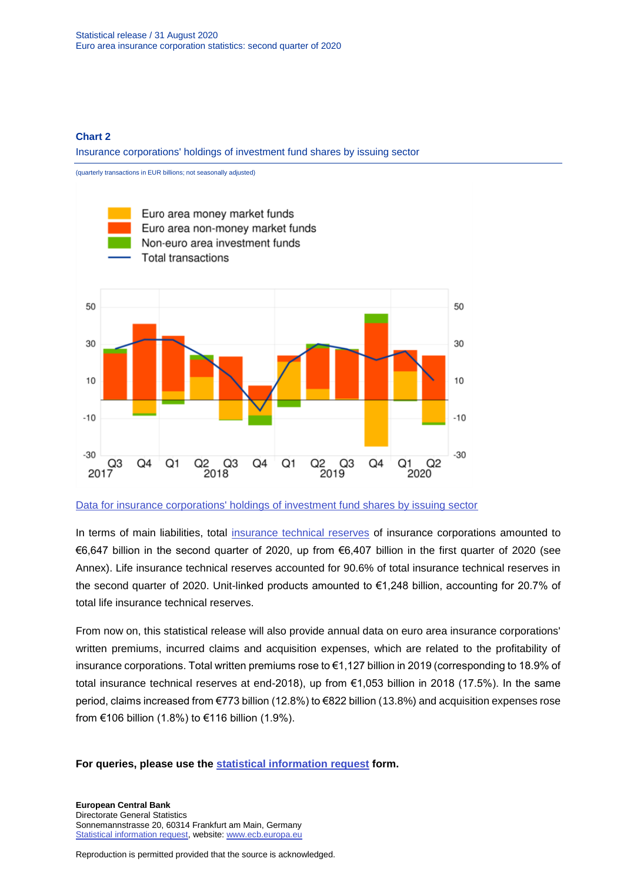**Chart 2**

Insurance corporations' holdings of investment fund shares by issuing sector

(quarterly transactions in EUR billions; not seasonally adjusted)

[Data for insurance corporations' holdings of investment fund shares by issuing sector](#)

In terms of main liabilities, total insurance technical reserves of insurance corporations amounted to €6,647 billion in the second quarter of 2020, up from €6,407 billion in the first quarter of 2020 (see Annex). Life insurance technical reserves accounted for 90.6% of total insurance technical reserves in the second quarter of 2020. Unit-linked products amounted to €1,248 billion, accounting for 20.7% of total life insurance technical reserves.

From now on, this statistical release will also provide annual data on euro area insurance corporations' written premiums, incurred claims and acquisition expenses, which are related to the profitability of insurance corporations. Total written premiums rose to €1,127 billion in 2019 (corresponding to 18.9% of total insurance technical reserves at end-2018), up from €1,053 billion in 2018 (17.5%). In the same period, claims increased from €773 billion (12.8%) to €822 billion (13.8%) and acquisition expenses rose from €106 billion (1.8%) to €116 billion (1.9%).

**For queries, please use the statistical information request form.**

**European Central Bank**
Directorate General Statistics
Sonnemannstrasse 20, 60314 Frankfurt am Main, Germany
Statistical information request, website: www.ecb.europa.eu

Reproduction is permitted provided that the source is acknowledged.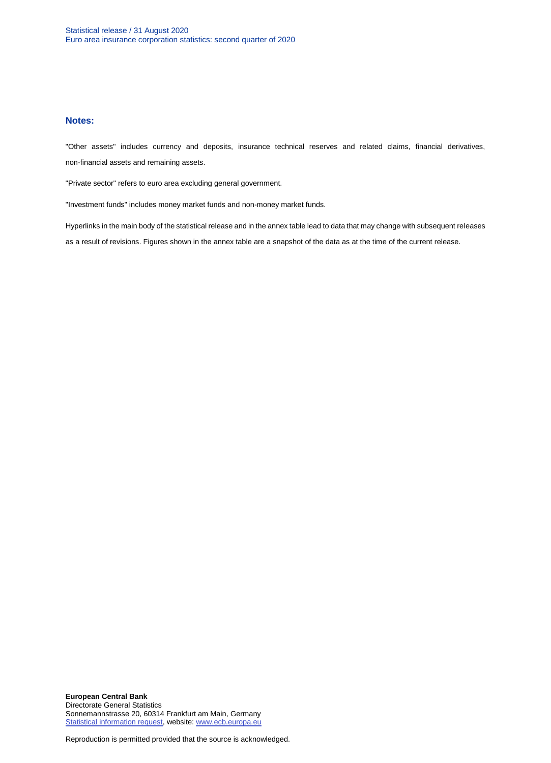## Notes:

"Other assets" includes currency and deposits, insurance technical reserves and related claims, financial derivatives, non-financial assets and remaining assets.

"Private sector" refers to euro area excluding general government.

"Investment funds" includes money market funds and non-money market funds.

Hyperlinks in the main body of the statistical release and in the annex table lead to data that may change with subsequent releases as a result of revisions. Figures shown in the annex table are a snapshot of the data as at the time of the current release.

**European Central Bank**
Directorate General Statistics
Sonnemannstrasse 20, 60314 Frankfurt am Main, Germany
Statistical information request, website: www.ecb.europa.eu

Reproduction is permitted provided that the source is acknowledged.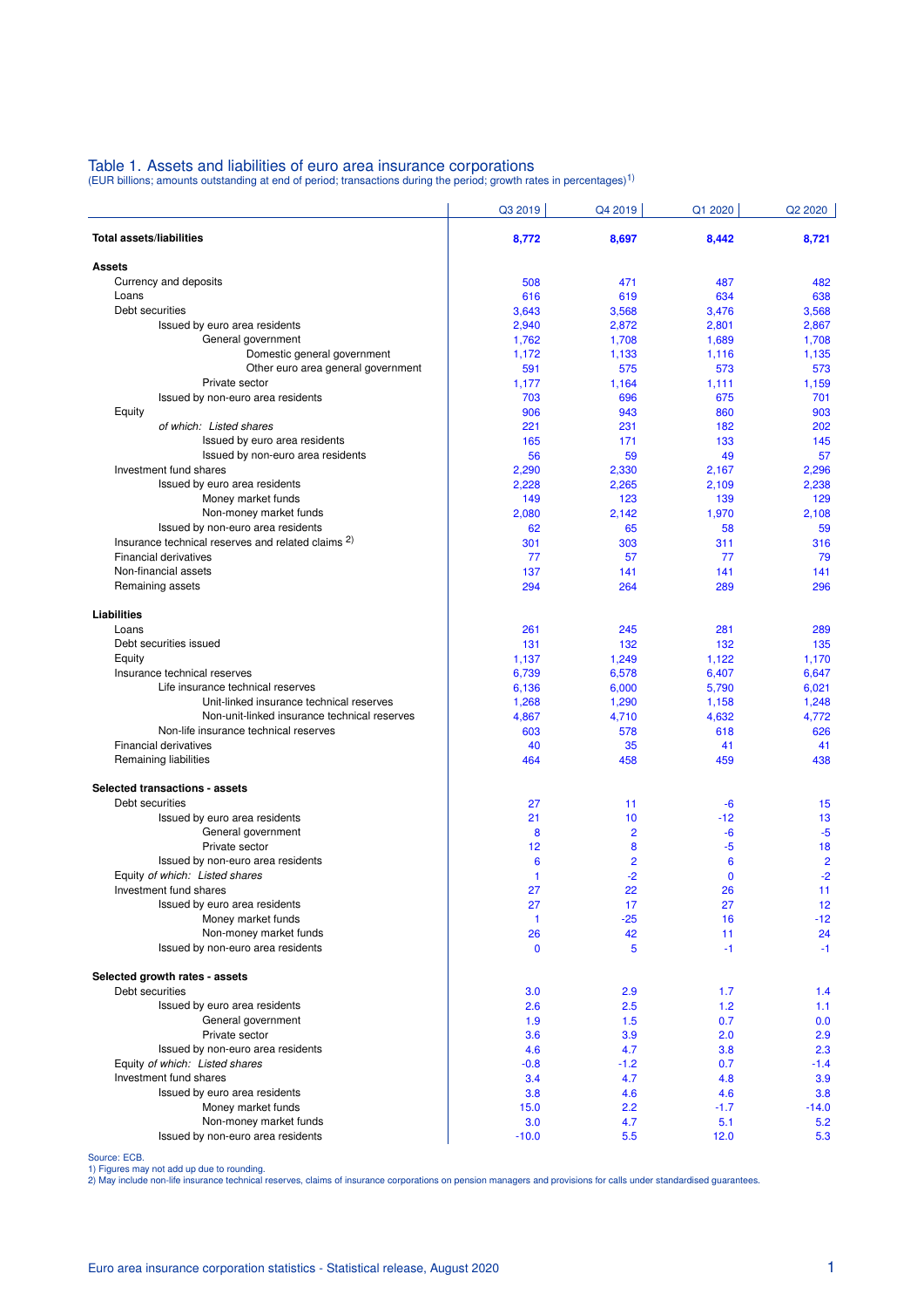# Table 1. Assets and liabilities of euro area insurance corporations

(EUR billions; amounts outstanding at end of period; transactions during the period; growth rates in percentages)[1]

| | Q3 2019 | Q4 2019 | Q1 2020 | Q2 2020 |
|---|---|---|---|---|
| **Total assets/liabilities** | **8,772** | **8,697** | **8,442** | **8,721** |
| **Assets** | | | | |
| Currency and deposits | 508 | 471 | 487 | 482 |
| Loans | 616 | 619 | 634 | 638 |
| Debt securities | 3,643 | 3,568 | 3,476 | 3,568 |
| Issued by euro area residents | 2,940 | 2,872 | 2,801 | 2,867 |
| General government | 1,762 | 1,708 | 1,689 | 1,708 |
| Domestic general government | 1,172 | 1,133 | 1,116 | 1,135 |
| Other euro area general government | 591 | 575 | 573 | 573 |
| Private sector | 1,177 | 1,164 | 1,111 | 1,159 |
| Issued by non-euro area residents | 703 | 696 | 675 | 701 |
| Equity | 906 | 943 | 860 | 903 |
| *of which: Listed shares* | 221 | 231 | 182 | 202 |
| Issued by euro area residents | 165 | 171 | 133 | 145 |
| Issued by non-euro area residents | 56 | 59 | 49 | 57 |
| Investment fund shares | 2,290 | 2,330 | 2,167 | 2,296 |
| Issued by euro area residents | 2,228 | 2,265 | 2,109 | 2,238 |
| Money market funds | 149 | 123 | 139 | 129 |
| Non-money market funds | 2,080 | 2,142 | 1,970 | 2,108 |
| Issued by non-euro area residents | 62 | 65 | 58 | 59 |
| Insurance technical reserves and related claims [2] | 301 | 303 | 311 | 316 |
| Financial derivatives | 77 | 57 | 77 | 79 |
| Non-financial assets | 137 | 141 | 141 | 141 |
| Remaining assets | 294 | 264 | 289 | 296 |
| **Liabilities** | | | | |
| Loans | 261 | 245 | 281 | 289 |
| Debt securities issued | 131 | 132 | 132 | 135 |
| Equity | 1,137 | 1,249 | 1,122 | 1,170 |
| Insurance technical reserves | 6,739 | 6,578 | 6,407 | 6,647 |
| Life insurance technical reserves | 6,136 | 6,000 | 5,790 | 6,021 |
| Unit-linked insurance technical reserves | 1,268 | 1,290 | 1,158 | 1,248 |
| Non-unit-linked insurance technical reserves | 4,867 | 4,710 | 4,632 | 4,772 |
| Non-life insurance technical reserves | 603 | 578 | 618 | 626 |
| Financial derivatives | 40 | 35 | 41 | 41 |
| Remaining liabilities | 464 | 458 | 459 | 438 |
| **Selected transactions - assets** | | | | |
| Debt securities | 27 | 11 | -6 | 15 |
| Issued by euro area residents | 21 | 10 | -12 | 13 |
| General government | 8 | 2 | -6 | -5 |
| Private sector | 12 | 8 | -5 | 18 |
| Issued by non-euro area residents | 6 | 2 | 6 | 2 |
| Equity *of which: Listed shares* | 1 | -2 | 0 | -2 |
| Investment fund shares | 27 | 22 | 26 | 11 |
| Issued by euro area residents | 27 | 17 | 27 | 12 |
| Money market funds | 1 | -25 | 16 | -12 |
| Non-money market funds | 26 | 42 | 11 | 24 |
| Issued by non-euro area residents | 0 | 5 | -1 | -1 |
| **Selected growth rates - assets** | | | | |
| Debt securities | 3.0 | 2.9 | 1.7 | 1.4 |
| Issued by euro area residents | 2.6 | 2.5 | 1.2 | 1.1 |
| General government | 1.9 | 1.5 | 0.7 | 0.0 |
| Private sector | 3.6 | 3.9 | 2.0 | 2.9 |
| Issued by non-euro area residents | 4.6 | 4.7 | 3.8 | 2.3 |
| Equity *of which: Listed shares* | -0.8 | -1.2 | 0.7 | -1.4 |
| Investment fund shares | 3.4 | 4.7 | 4.8 | 3.9 |
| Issued by euro area residents | 3.8 | 4.6 | 4.6 | 3.8 |
| Money market funds | 15.0 | 2.2 | -1.7 | -14.0 |
| Non-money market funds | 3.0 | 4.7 | 5.1 | 5.2 |
| Issued by non-euro area residents | -10.0 | 5.5 | 12.0 | 5.3 |

Source: ECB.
1) Figures may not add up due to rounding.
2) May include non-life insurance technical reserves, claims of insurance corporations on pension managers and provisions for calls under standardised guarantees.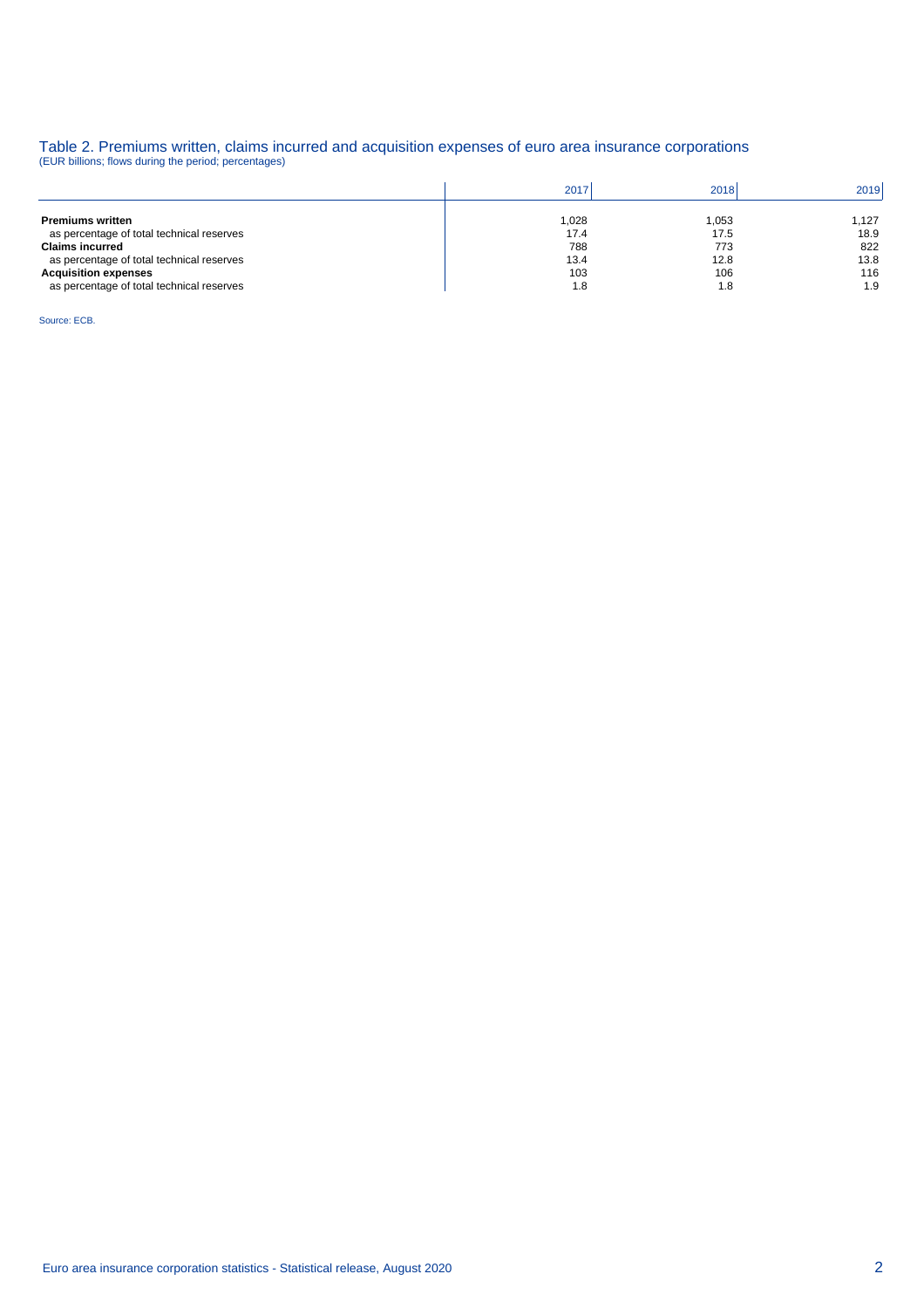Table 2. Premiums written, claims incurred and acquisition expenses of euro area insurance corporations
(EUR billions; flows during the period; percentages)

| | 2017 | 2018 | 2019 |
|---|---|---|---|
| **Premiums written** | 1,028 | 1,053 | 1,127 |
| as percentage of total technical reserves | 17.4 | 17.5 | 18.9 |
| **Claims incurred** | 788 | 773 | 822 |
| as percentage of total technical reserves | 13.4 | 12.8 | 13.8 |
| **Acquisition expenses** | 103 | 106 | 116 |
| as percentage of total technical reserves | 1.8 | 1.8 | 1.9 |

Source: ECB.